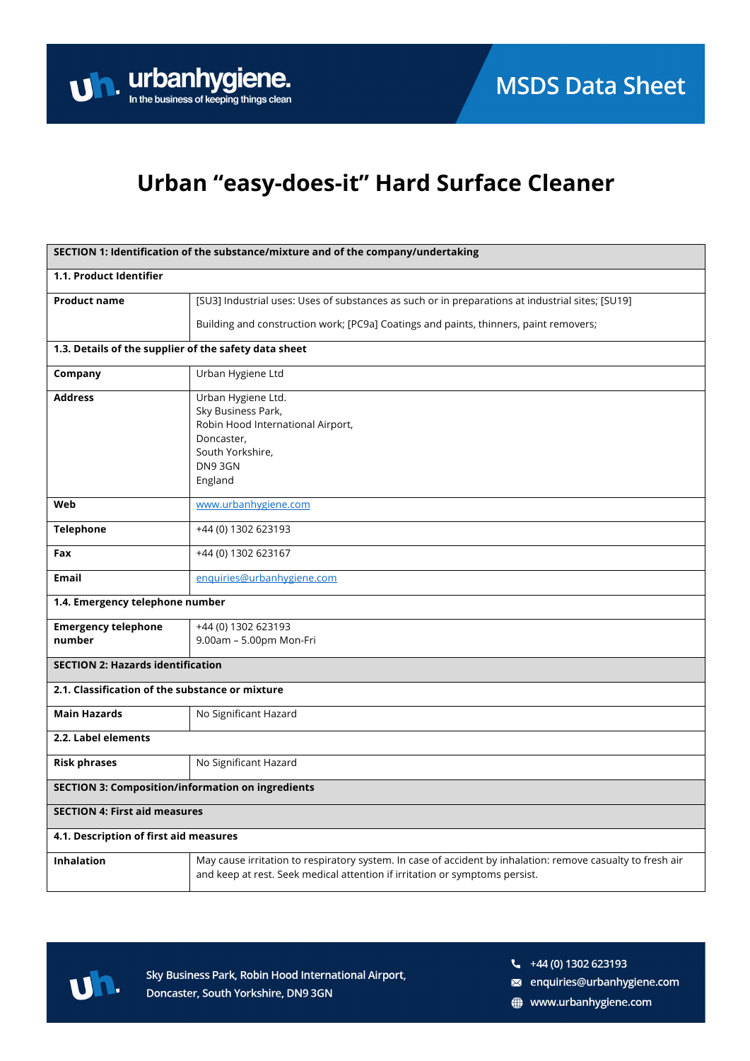# Urban “easy-does-it” Hard Surface Cleaner

| SECTION 1: Identification of the substance/mixture and of the company/undertaking | |
|---|---|
| **1.1. Product Identifier** | |
| **Product name** | [SU3] Industrial uses: Uses of substances as such or in preparations at industrial sites; [SU19]<br><br>Building and construction work; [PC9a] Coatings and paints, thinners, paint removers; |
| **1.3. Details of the supplier of the safety data sheet** | |
| **Company** | Urban Hygiene Ltd |
| **Address** | Urban Hygiene Ltd.<br>Sky Business Park,<br>Robin Hood International Airport,<br>Doncaster,<br>South Yorkshire,<br>DN9 3GN<br>England |
| **Web** | www.urbanhygiene.com |
| **Telephone** | +44 (0) 1302 623193 |
| **Fax** | +44 (0) 1302 623167 |
| **Email** | enquiries@urbanhygiene.com |
| **1.4. Emergency telephone number** | |
| **Emergency telephone number** | +44 (0) 1302 623193<br>9.00am – 5.00pm Mon-Fri |
| **SECTION 2: Hazards identification** | |
| **2.1. Classification of the substance or mixture** | |
| **Main Hazards** | No Significant Hazard |
| **2.2. Label elements** | |
| **Risk phrases** | No Significant Hazard |
| **SECTION 3: Composition/information on ingredients** | |
| **SECTION 4: First aid measures** | |
| **4.1. Description of first aid measures** | |
| **Inhalation** | May cause irritation to respiratory system. In case of accident by inhalation: remove casualty to fresh air and keep at rest. Seek medical attention if irritation or symptoms persist. |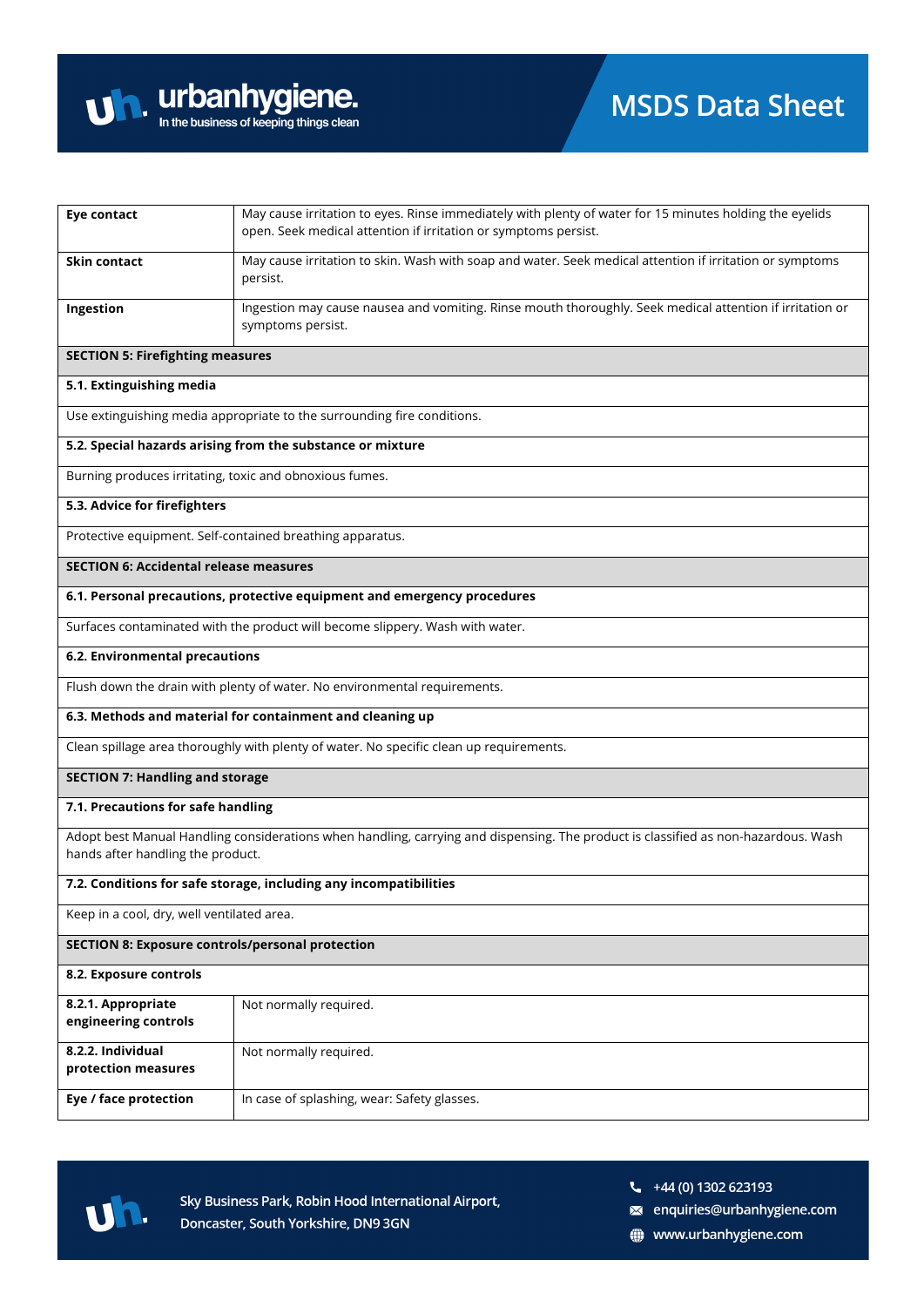| | |
|---|---|
| **Eye contact** | May cause irritation to eyes. Rinse immediately with plenty of water for 15 minutes holding the eyelids open. Seek medical attention if irritation or symptoms persist. |
| **Skin contact** | May cause irritation to skin. Wash with soap and water. Seek medical attention if irritation or symptoms persist. |
| **Ingestion** | Ingestion may cause nausea and vomiting. Rinse mouth thoroughly. Seek medical attention if irritation or symptoms persist. |

## SECTION 5: Firefighting measures

### 5.1. Extinguishing media

Use extinguishing media appropriate to the surrounding fire conditions.

### 5.2. Special hazards arising from the substance or mixture

Burning produces irritating, toxic and obnoxious fumes.

### 5.3. Advice for firefighters

Protective equipment. Self-contained breathing apparatus.

## SECTION 6: Accidental release measures

### 6.1. Personal precautions, protective equipment and emergency procedures

Surfaces contaminated with the product will become slippery. Wash with water.

### 6.2. Environmental precautions

Flush down the drain with plenty of water. No environmental requirements.

### 6.3. Methods and material for containment and cleaning up

Clean spillage area thoroughly with plenty of water. No specific clean up requirements.

## SECTION 7: Handling and storage

### 7.1. Precautions for safe handling

Adopt best Manual Handling considerations when handling, carrying and dispensing. The product is classified as non-hazardous. Wash hands after handling the product.

### 7.2. Conditions for safe storage, including any incompatibilities

Keep in a cool, dry, well ventilated area.

## SECTION 8: Exposure controls/personal protection

### 8.2. Exposure controls

| | |
|---|---|
| **8.2.1. Appropriate engineering controls** | Not normally required. |
| **8.2.2. Individual protection measures** | Not normally required. |
| **Eye / face protection** | In case of splashing, wear: Safety glasses. |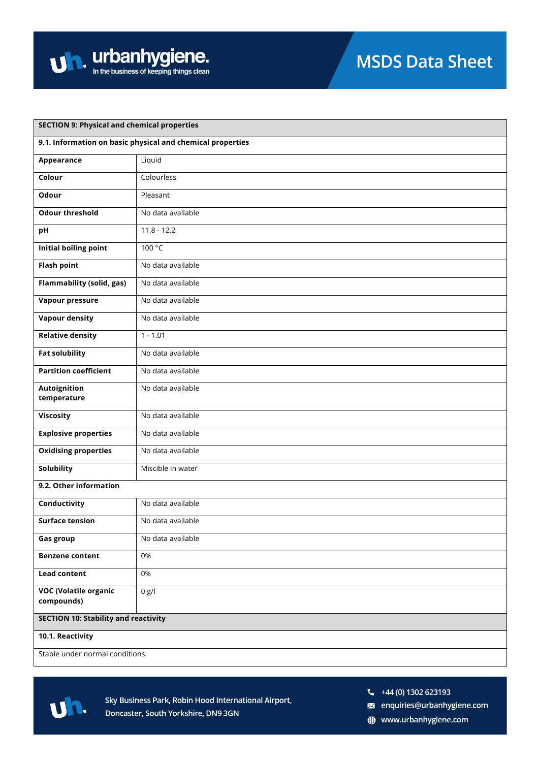## SECTION 9: Physical and chemical properties

### 9.1. Information on basic physical and chemical properties

| Property | Value |
|---|---|
| **Appearance** | Liquid |
| **Colour** | Colourless |
| **Odour** | Pleasant |
| **Odour threshold** | No data available |
| **pH** | 11.8 - 12.2 |
| **Initial boiling point** | 100 °C |
| **Flash point** | No data available |
| **Flammability (solid, gas)** | No data available |
| **Vapour pressure** | No data available |
| **Vapour density** | No data available |
| **Relative density** | 1 - 1.01 |
| **Fat solubility** | No data available |
| **Partition coefficient** | No data available |
| **Autoignition temperature** | No data available |
| **Viscosity** | No data available |
| **Explosive properties** | No data available |
| **Oxidising properties** | No data available |
| **Solubility** | Miscible in water |

### 9.2. Other information

| Property | Value |
|---|---|
| **Conductivity** | No data available |
| **Surface tension** | No data available |
| **Gas group** | No data available |
| **Benzene content** | 0% |
| **Lead content** | 0% |
| **VOC (Volatile organic compounds)** | 0 g/l |

## SECTION 10: Stability and reactivity

### 10.1. Reactivity

Stable under normal conditions.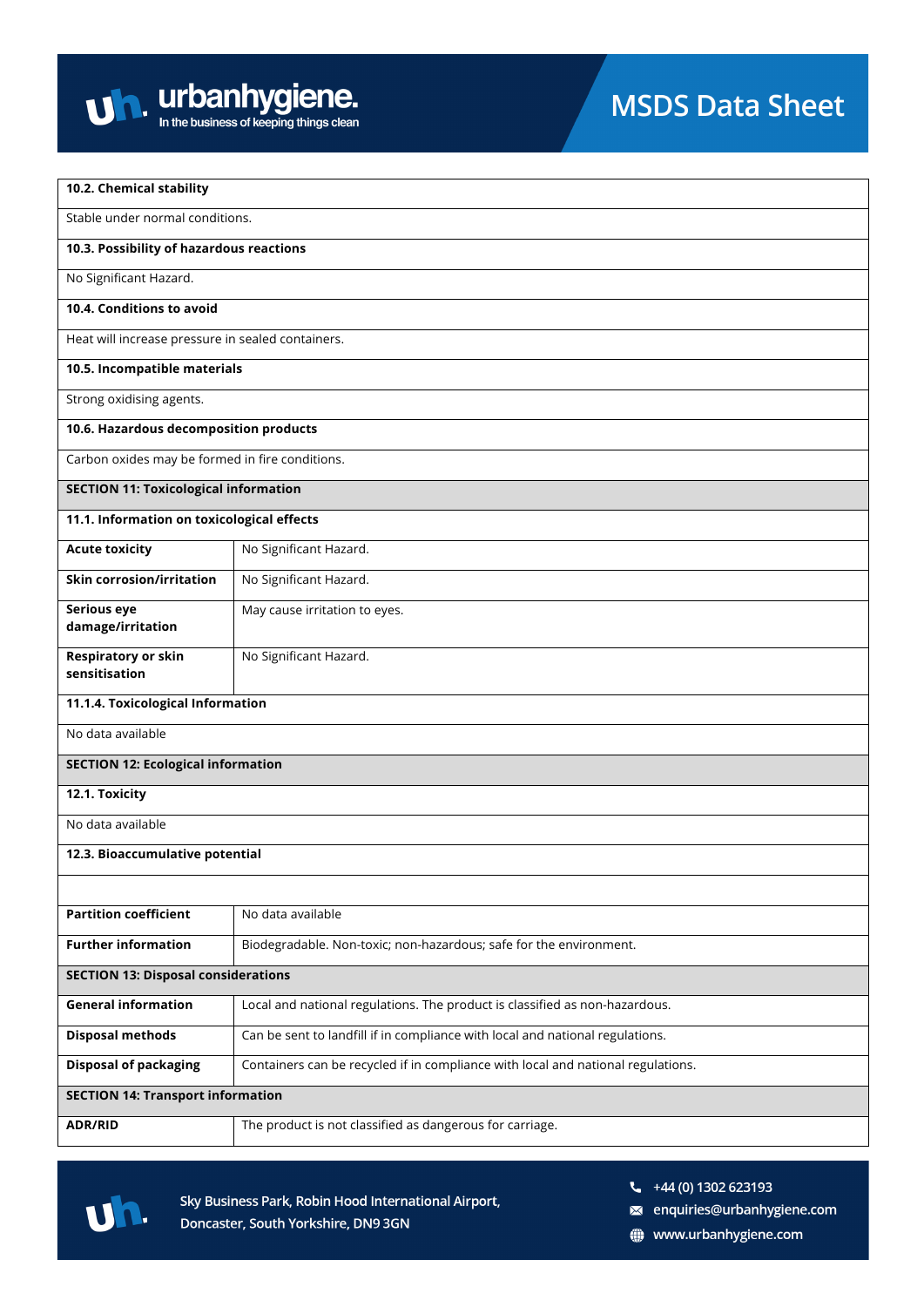**10.2. Chemical stability**

Stable under normal conditions.

**10.3. Possibility of hazardous reactions**

No Significant Hazard.

**10.4. Conditions to avoid**

Heat will increase pressure in sealed containers.

**10.5. Incompatible materials**

Strong oxidising agents.

**10.6. Hazardous decomposition products**

Carbon oxides may be formed in fire conditions.

## SECTION 11: Toxicological information

**11.1. Information on toxicological effects**

| | |
|---|---|
| **Acute toxicity** | No Significant Hazard. |
| **Skin corrosion/irritation** | No Significant Hazard. |
| **Serious eye damage/irritation** | May cause irritation to eyes. |
| **Respiratory or skin sensitisation** | No Significant Hazard. |

**11.1.4. Toxicological Information**

No data available

## SECTION 12: Ecological information

**12.1. Toxicity**

No data available

**12.3. Bioaccumulative potential**

| | |
|---|---|
| **Partition coefficient** | No data available |
| **Further information** | Biodegradable. Non-toxic; non-hazardous; safe for the environment. |

## SECTION 13: Disposal considerations

| | |
|---|---|
| **General information** | Local and national regulations. The product is classified as non-hazardous. |
| **Disposal methods** | Can be sent to landfill if in compliance with local and national regulations. |
| **Disposal of packaging** | Containers can be recycled if in compliance with local and national regulations. |

## SECTION 14: Transport information

| | |
|---|---|
| **ADR/RID** | The product is not classified as dangerous for carriage. |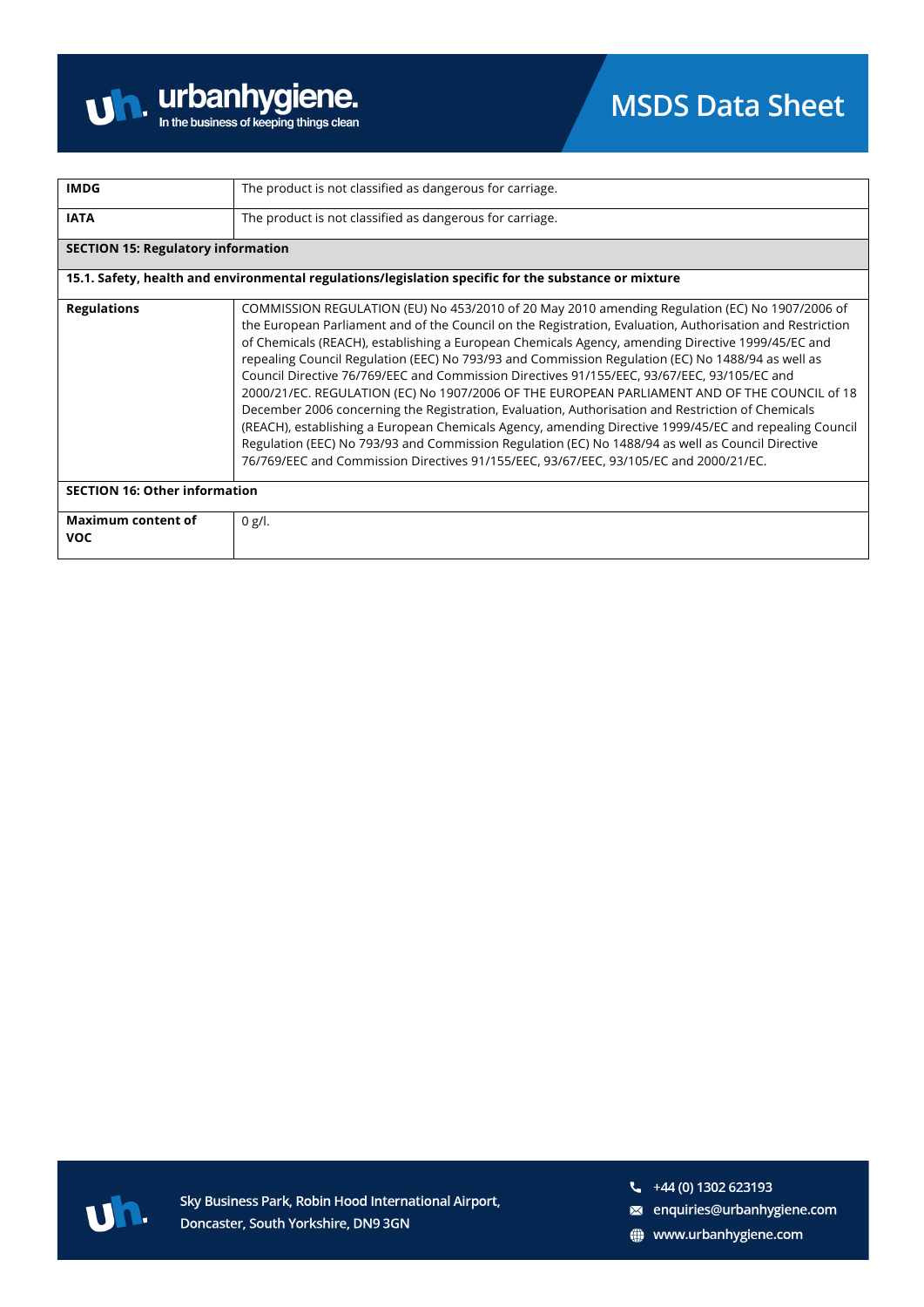| | |
|---|---|
| **IMDG** | The product is not classified as dangerous for carriage. |
| **IATA** | The product is not classified as dangerous for carriage. |

## SECTION 15: Regulatory information

### 15.1. Safety, health and environmental regulations/legislation specific for the substance or mixture

| | |
|---|---|
| **Regulations** | COMMISSION REGULATION (EU) No 453/2010 of 20 May 2010 amending Regulation (EC) No 1907/2006 of the European Parliament and of the Council on the Registration, Evaluation, Authorisation and Restriction of Chemicals (REACH), establishing a European Chemicals Agency, amending Directive 1999/45/EC and repealing Council Regulation (EEC) No 793/93 and Commission Regulation (EC) No 1488/94 as well as Council Directive 76/769/EEC and Commission Directives 91/155/EEC, 93/67/EEC, 93/105/EC and 2000/21/EC. REGULATION (EC) No 1907/2006 OF THE EUROPEAN PARLIAMENT AND OF THE COUNCIL of 18 December 2006 concerning the Registration, Evaluation, Authorisation and Restriction of Chemicals (REACH), establishing a European Chemicals Agency, amending Directive 1999/45/EC and repealing Council Regulation (EEC) No 793/93 and Commission Regulation (EC) No 1488/94 as well as Council Directive 76/769/EEC and Commission Directives 91/155/EEC, 93/67/EEC, 93/105/EC and 2000/21/EC. |

## SECTION 16: Other information

| | |
|---|---|
| **Maximum content of VOC** | 0 g/l. |